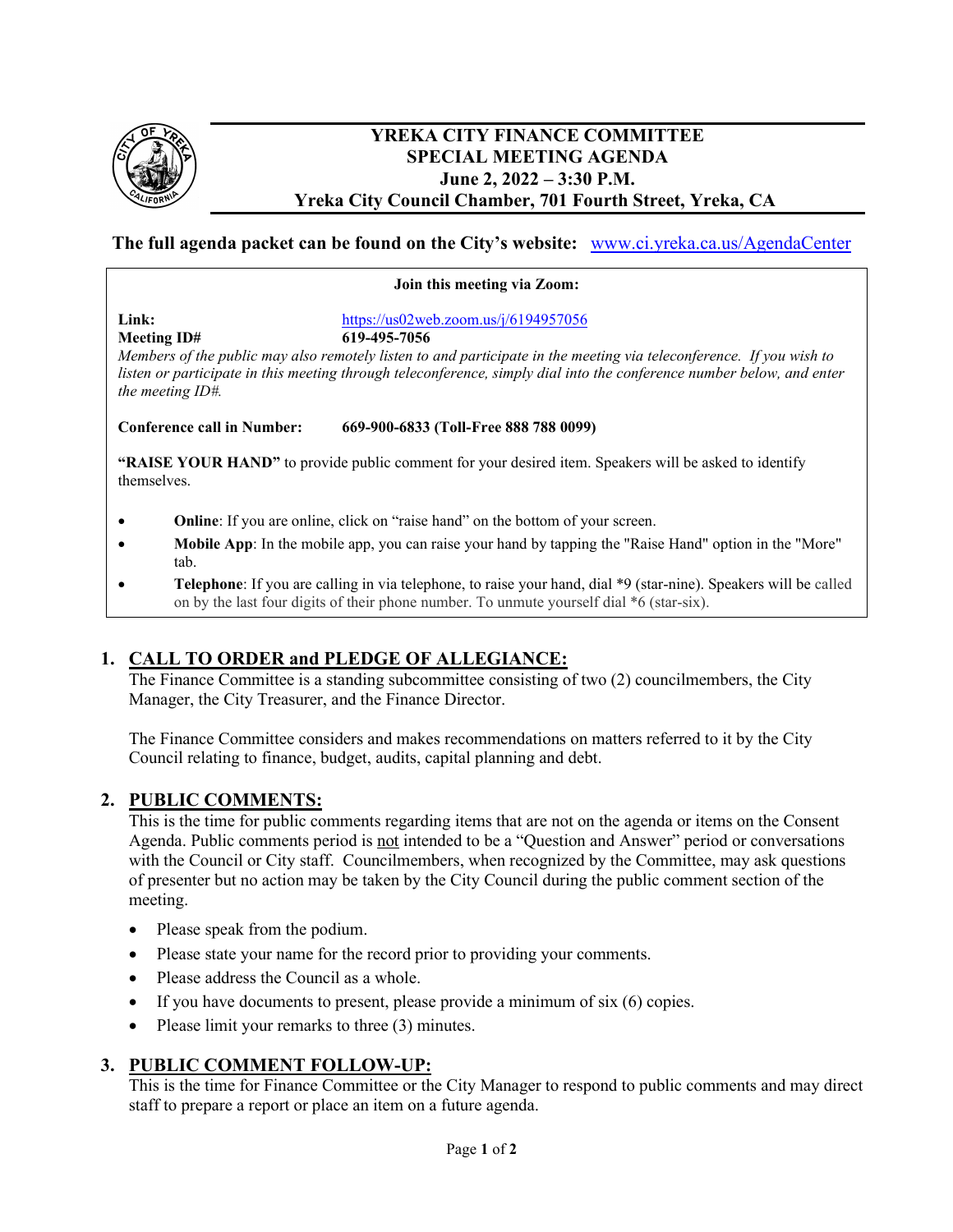# YREKA CITY FINANCE COMMITTEE
## SPECIAL MEETING AGENDA
### June 2, 2022 – 3:30 P.M.
### Yreka City Council Chamber, 701 Fourth Street, Yreka, CA

**The full agenda packet can be found on the City's website:** www.ci.yreka.ca.us/AgendaCenter

**Join this meeting via Zoom:**

**Link:** https://us02web.zoom.us/j/6194957056
**Meeting ID#** **619-495-7056**

*Members of the public may also remotely listen to and participate in the meeting via teleconference. If you wish to listen or participate in this meeting through teleconference, simply dial into the conference number below, and enter the meeting ID#.*

**Conference call in Number:** **669-900-6833 (Toll-Free 888 788 0099)**

**"RAISE YOUR HAND"** to provide public comment for your desired item. Speakers will be asked to identify themselves.

- **Online**: If you are online, click on "raise hand" on the bottom of your screen.
- **Mobile App**: In the mobile app, you can raise your hand by tapping the "Raise Hand" option in the "More" tab.
- **Telephone**: If you are calling in via telephone, to raise your hand, dial *9 (star-nine). Speakers will be called on by the last four digits of their phone number. To unmute yourself dial *6 (star-six).

## 1. CALL TO ORDER and PLEDGE OF ALLEGIANCE:

The Finance Committee is a standing subcommittee consisting of two (2) councilmembers, the City Manager, the City Treasurer, and the Finance Director.

The Finance Committee considers and makes recommendations on matters referred to it by the City Council relating to finance, budget, audits, capital planning and debt.

## 2. PUBLIC COMMENTS:

This is the time for public comments regarding items that are not on the agenda or items on the Consent Agenda. Public comments period is not intended to be a "Question and Answer" period or conversations with the Council or City staff. Councilmembers, when recognized by the Committee, may ask questions of presenter but no action may be taken by the City Council during the public comment section of the meeting.

- Please speak from the podium.
- Please state your name for the record prior to providing your comments.
- Please address the Council as a whole.
- If you have documents to present, please provide a minimum of six (6) copies.
- Please limit your remarks to three (3) minutes.

## 3. PUBLIC COMMENT FOLLOW-UP:

This is the time for Finance Committee or the City Manager to respond to public comments and may direct staff to prepare a report or place an item on a future agenda.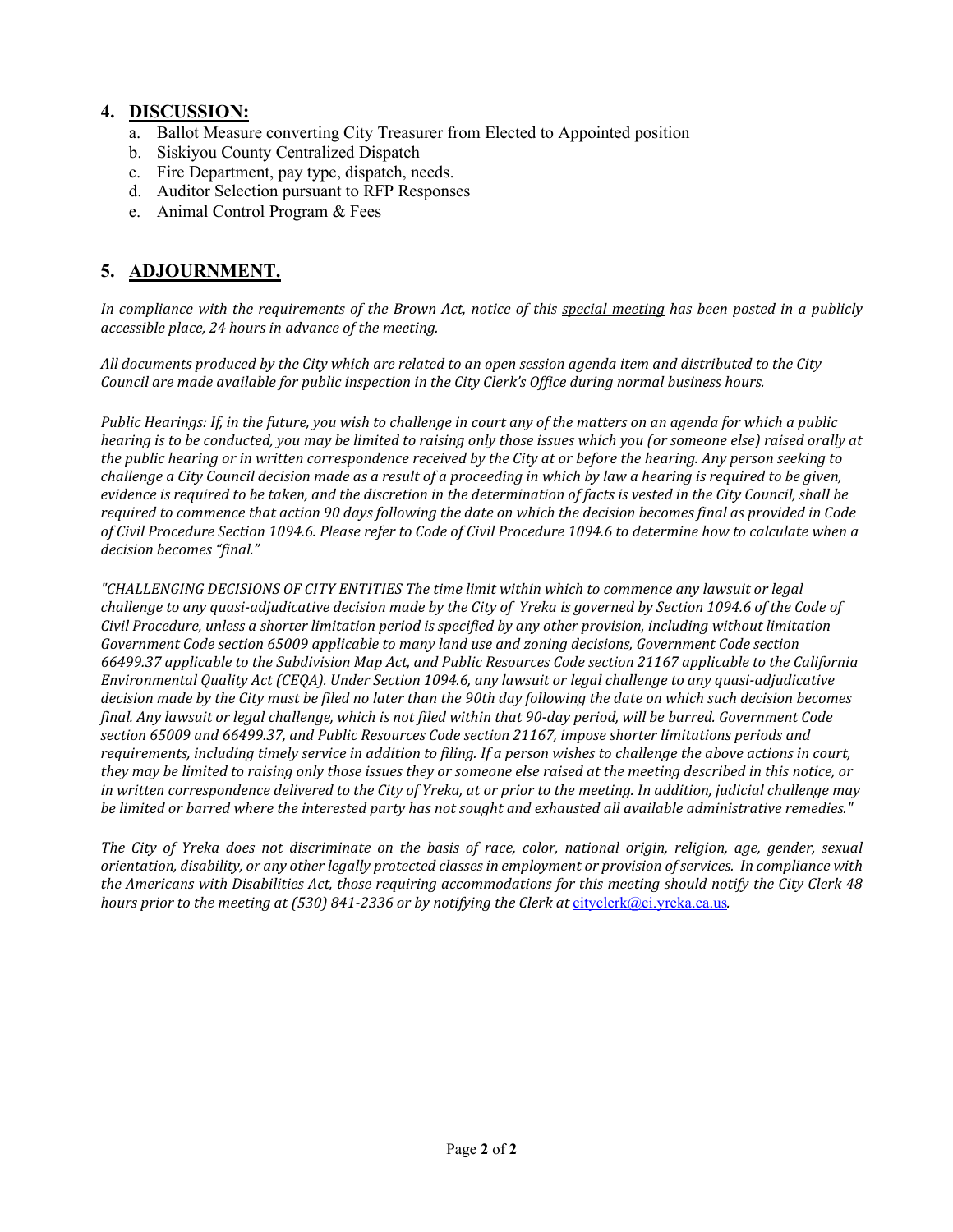## 4. <u>DISCUSSION:</u>

a. Ballot Measure converting City Treasurer from Elected to Appointed position
b. Siskiyou County Centralized Dispatch
c. Fire Department, pay type, dispatch, needs.
d. Auditor Selection pursuant to RFP Responses
e. Animal Control Program & Fees

## 5. <u>ADJOURNMENT.</u>

*In compliance with the requirements of the Brown Act, notice of this <u>special meeting</u> has been posted in a publicly accessible place, 24 hours in advance of the meeting.*

*All documents produced by the City which are related to an open session agenda item and distributed to the City Council are made available for public inspection in the City Clerk's Office during normal business hours.*

*Public Hearings: If, in the future, you wish to challenge in court any of the matters on an agenda for which a public hearing is to be conducted, you may be limited to raising only those issues which you (or someone else) raised orally at the public hearing or in written correspondence received by the City at or before the hearing. Any person seeking to challenge a City Council decision made as a result of a proceeding in which by law a hearing is required to be given, evidence is required to be taken, and the discretion in the determination of facts is vested in the City Council, shall be required to commence that action 90 days following the date on which the decision becomes final as provided in Code of Civil Procedure Section 1094.6. Please refer to Code of Civil Procedure 1094.6 to determine how to calculate when a decision becomes "final."*

*"CHALLENGING DECISIONS OF CITY ENTITIES The time limit within which to commence any lawsuit or legal challenge to any quasi-adjudicative decision made by the City of Yreka is governed by Section 1094.6 of the Code of Civil Procedure, unless a shorter limitation period is specified by any other provision, including without limitation Government Code section 65009 applicable to many land use and zoning decisions, Government Code section 66499.37 applicable to the Subdivision Map Act, and Public Resources Code section 21167 applicable to the California Environmental Quality Act (CEQA). Under Section 1094.6, any lawsuit or legal challenge to any quasi-adjudicative decision made by the City must be filed no later than the 90th day following the date on which such decision becomes final. Any lawsuit or legal challenge, which is not filed within that 90-day period, will be barred. Government Code section 65009 and 66499.37, and Public Resources Code section 21167, impose shorter limitations periods and requirements, including timely service in addition to filing. If a person wishes to challenge the above actions in court, they may be limited to raising only those issues they or someone else raised at the meeting described in this notice, or in written correspondence delivered to the City of Yreka, at or prior to the meeting. In addition, judicial challenge may be limited or barred where the interested party has not sought and exhausted all available administrative remedies."*

*The City of Yreka does not discriminate on the basis of race, color, national origin, religion, age, gender, sexual orientation, disability, or any other legally protected classes in employment or provision of services. In compliance with the Americans with Disabilities Act, those requiring accommodations for this meeting should notify the City Clerk 48 hours prior to the meeting at (530) 841-2336 or by notifying the Clerk at* cityclerk@ci.yreka.ca.us*.*